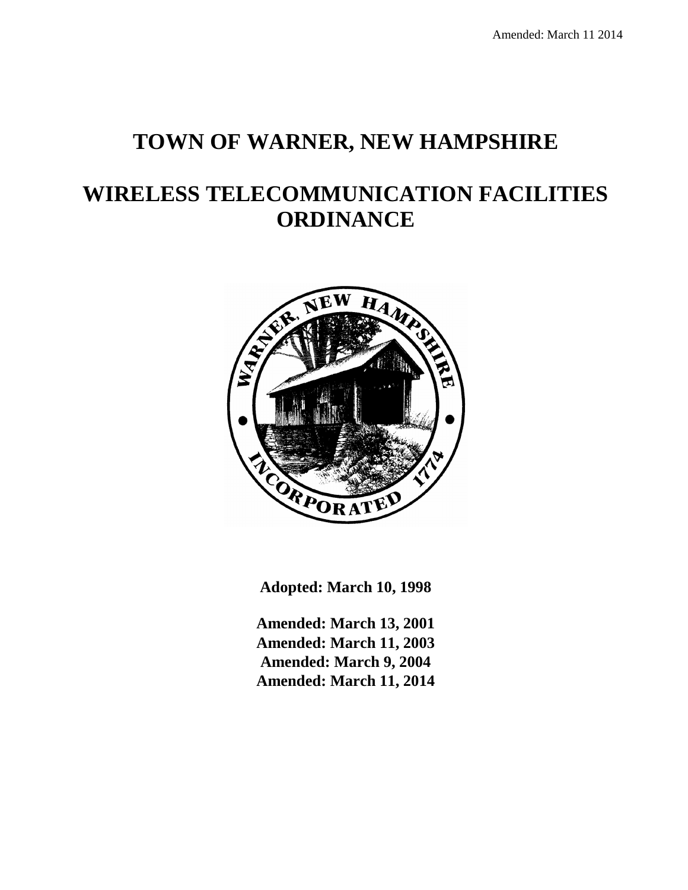# TOWN OF WARNER, NEW HAMPSHIRE

# WIRELESS TELECOMMUNICATION FACILITIES ORDINANCE

**Adopted: March 10, 1998**

**Amended: March 13, 2001**
**Amended: March 11, 2003**
**Amended: March 9, 2004**
**Amended: March 11, 2014**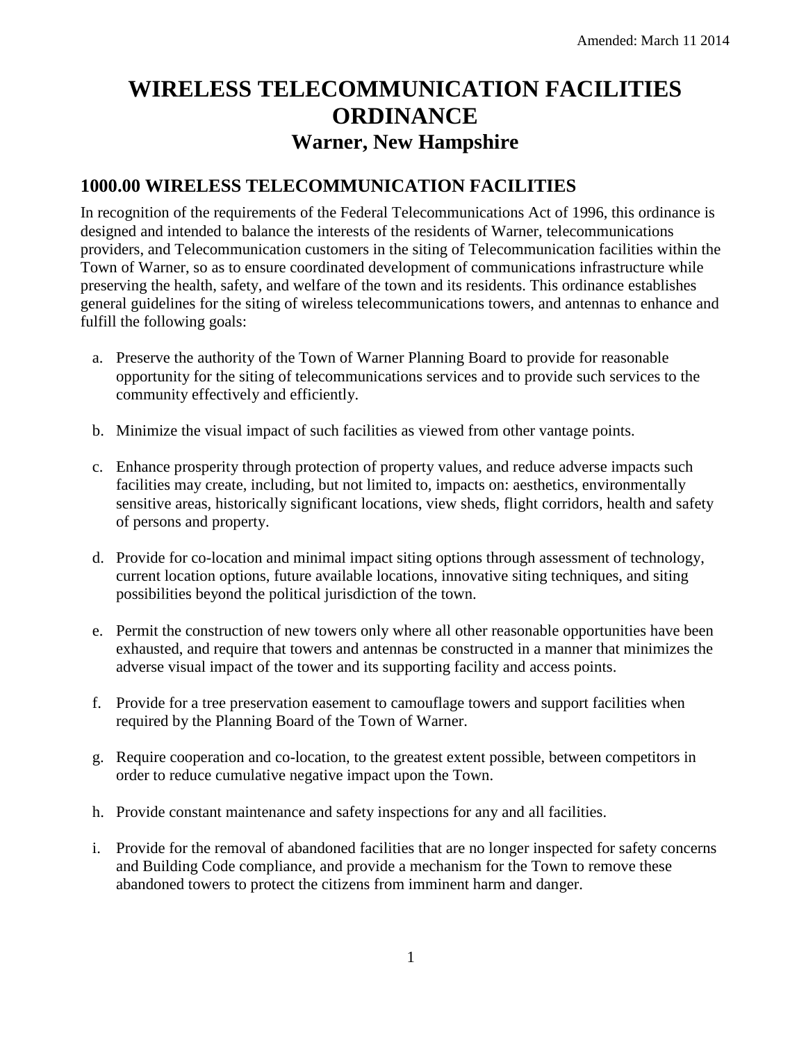Amended: March 11 2014

# WIRELESS TELECOMMUNICATION FACILITIES ORDINANCE

## Warner, New Hampshire

## 1000.00 WIRELESS TELECOMMUNICATION FACILITIES

In recognition of the requirements of the Federal Telecommunications Act of 1996, this ordinance is designed and intended to balance the interests of the residents of Warner, telecommunications providers, and Telecommunication customers in the siting of Telecommunication facilities within the Town of Warner, so as to ensure coordinated development of communications infrastructure while preserving the health, safety, and welfare of the town and its residents. This ordinance establishes general guidelines for the siting of wireless telecommunications towers, and antennas to enhance and fulfill the following goals:

a. Preserve the authority of the Town of Warner Planning Board to provide for reasonable opportunity for the siting of telecommunications services and to provide such services to the community effectively and efficiently.

b. Minimize the visual impact of such facilities as viewed from other vantage points.

c. Enhance prosperity through protection of property values, and reduce adverse impacts such facilities may create, including, but not limited to, impacts on: aesthetics, environmentally sensitive areas, historically significant locations, view sheds, flight corridors, health and safety of persons and property.

d. Provide for co-location and minimal impact siting options through assessment of technology, current location options, future available locations, innovative siting techniques, and siting possibilities beyond the political jurisdiction of the town.

e. Permit the construction of new towers only where all other reasonable opportunities have been exhausted, and require that towers and antennas be constructed in a manner that minimizes the adverse visual impact of the tower and its supporting facility and access points.

f. Provide for a tree preservation easement to camouflage towers and support facilities when required by the Planning Board of the Town of Warner.

g. Require cooperation and co-location, to the greatest extent possible, between competitors in order to reduce cumulative negative impact upon the Town.

h. Provide constant maintenance and safety inspections for any and all facilities.

i. Provide for the removal of abandoned facilities that are no longer inspected for safety concerns and Building Code compliance, and provide a mechanism for the Town to remove these abandoned towers to protect the citizens from imminent harm and danger.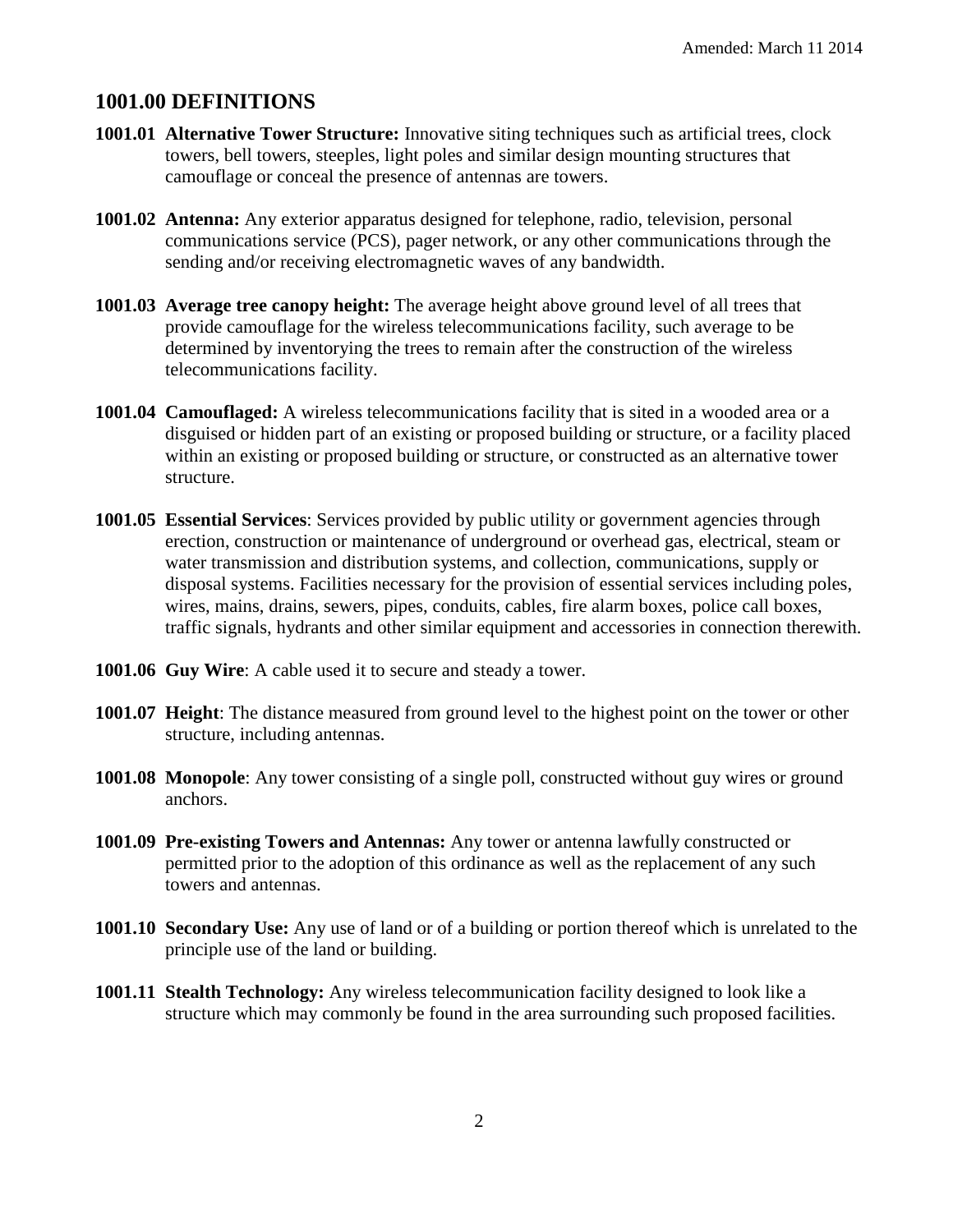Amended: March 11 2014

## 1001.00 DEFINITIONS

**1001.01 Alternative Tower Structure:** Innovative siting techniques such as artificial trees, clock towers, bell towers, steeples, light poles and similar design mounting structures that camouflage or conceal the presence of antennas are towers.

**1001.02 Antenna:** Any exterior apparatus designed for telephone, radio, television, personal communications service (PCS), pager network, or any other communications through the sending and/or receiving electromagnetic waves of any bandwidth.

**1001.03 Average tree canopy height:** The average height above ground level of all trees that provide camouflage for the wireless telecommunications facility, such average to be determined by inventorying the trees to remain after the construction of the wireless telecommunications facility.

**1001.04 Camouflaged:** A wireless telecommunications facility that is sited in a wooded area or a disguised or hidden part of an existing or proposed building or structure, or a facility placed within an existing or proposed building or structure, or constructed as an alternative tower structure.

**1001.05 Essential Services**: Services provided by public utility or government agencies through erection, construction or maintenance of underground or overhead gas, electrical, steam or water transmission and distribution systems, and collection, communications, supply or disposal systems. Facilities necessary for the provision of essential services including poles, wires, mains, drains, sewers, pipes, conduits, cables, fire alarm boxes, police call boxes, traffic signals, hydrants and other similar equipment and accessories in connection therewith.

**1001.06 Guy Wire**: A cable used it to secure and steady a tower.

**1001.07 Height**: The distance measured from ground level to the highest point on the tower or other structure, including antennas.

**1001.08 Monopole**: Any tower consisting of a single poll, constructed without guy wires or ground anchors.

**1001.09 Pre-existing Towers and Antennas:** Any tower or antenna lawfully constructed or permitted prior to the adoption of this ordinance as well as the replacement of any such towers and antennas.

**1001.10 Secondary Use:** Any use of land or of a building or portion thereof which is unrelated to the principle use of the land or building.

**1001.11 Stealth Technology:** Any wireless telecommunication facility designed to look like a structure which may commonly be found in the area surrounding such proposed facilities.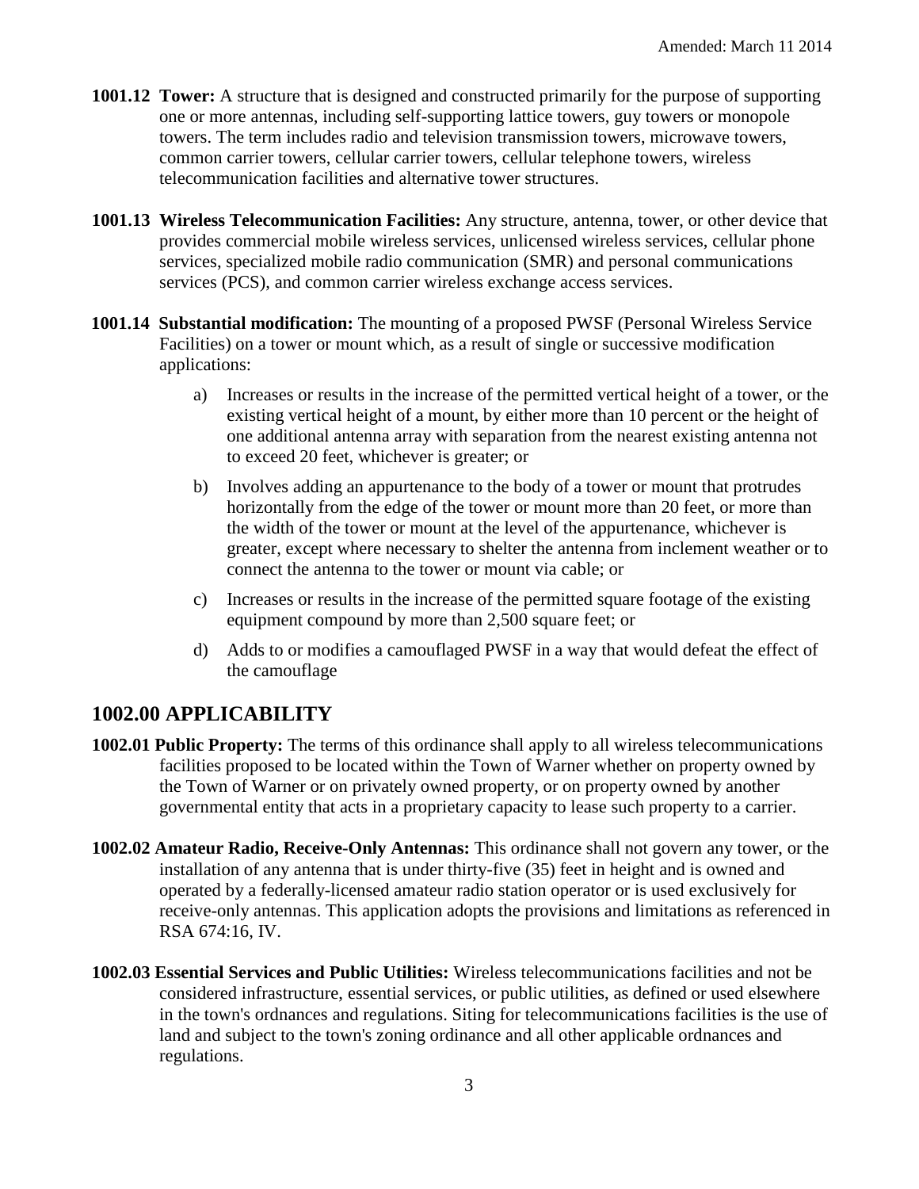**1001.12 Tower:** A structure that is designed and constructed primarily for the purpose of supporting one or more antennas, including self-supporting lattice towers, guy towers or monopole towers. The term includes radio and television transmission towers, microwave towers, common carrier towers, cellular carrier towers, cellular telephone towers, wireless telecommunication facilities and alternative tower structures.

**1001.13 Wireless Telecommunication Facilities:** Any structure, antenna, tower, or other device that provides commercial mobile wireless services, unlicensed wireless services, cellular phone services, specialized mobile radio communication (SMR) and personal communications services (PCS), and common carrier wireless exchange access services.

**1001.14 Substantial modification:** The mounting of a proposed PWSF (Personal Wireless Service Facilities) on a tower or mount which, as a result of single or successive modification applications:

a) Increases or results in the increase of the permitted vertical height of a tower, or the existing vertical height of a mount, by either more than 10 percent or the height of one additional antenna array with separation from the nearest existing antenna not to exceed 20 feet, whichever is greater; or

b) Involves adding an appurtenance to the body of a tower or mount that protrudes horizontally from the edge of the tower or mount more than 20 feet, or more than the width of the tower or mount at the level of the appurtenance, whichever is greater, except where necessary to shelter the antenna from inclement weather or to connect the antenna to the tower or mount via cable; or

c) Increases or results in the increase of the permitted square footage of the existing equipment compound by more than 2,500 square feet; or

d) Adds to or modifies a camouflaged PWSF in a way that would defeat the effect of the camouflage

## 1002.00 APPLICABILITY

**1002.01 Public Property:** The terms of this ordinance shall apply to all wireless telecommunications facilities proposed to be located within the Town of Warner whether on property owned by the Town of Warner or on privately owned property, or on property owned by another governmental entity that acts in a proprietary capacity to lease such property to a carrier.

**1002.02 Amateur Radio, Receive-Only Antennas:** This ordinance shall not govern any tower, or the installation of any antenna that is under thirty-five (35) feet in height and is owned and operated by a federally-licensed amateur radio station operator or is used exclusively for receive-only antennas. This application adopts the provisions and limitations as referenced in RSA 674:16, IV.

**1002.03 Essential Services and Public Utilities:** Wireless telecommunications facilities and not be considered infrastructure, essential services, or public utilities, as defined or used elsewhere in the town's ordnances and regulations. Siting for telecommunications facilities is the use of land and subject to the town's zoning ordinance and all other applicable ordnances and regulations.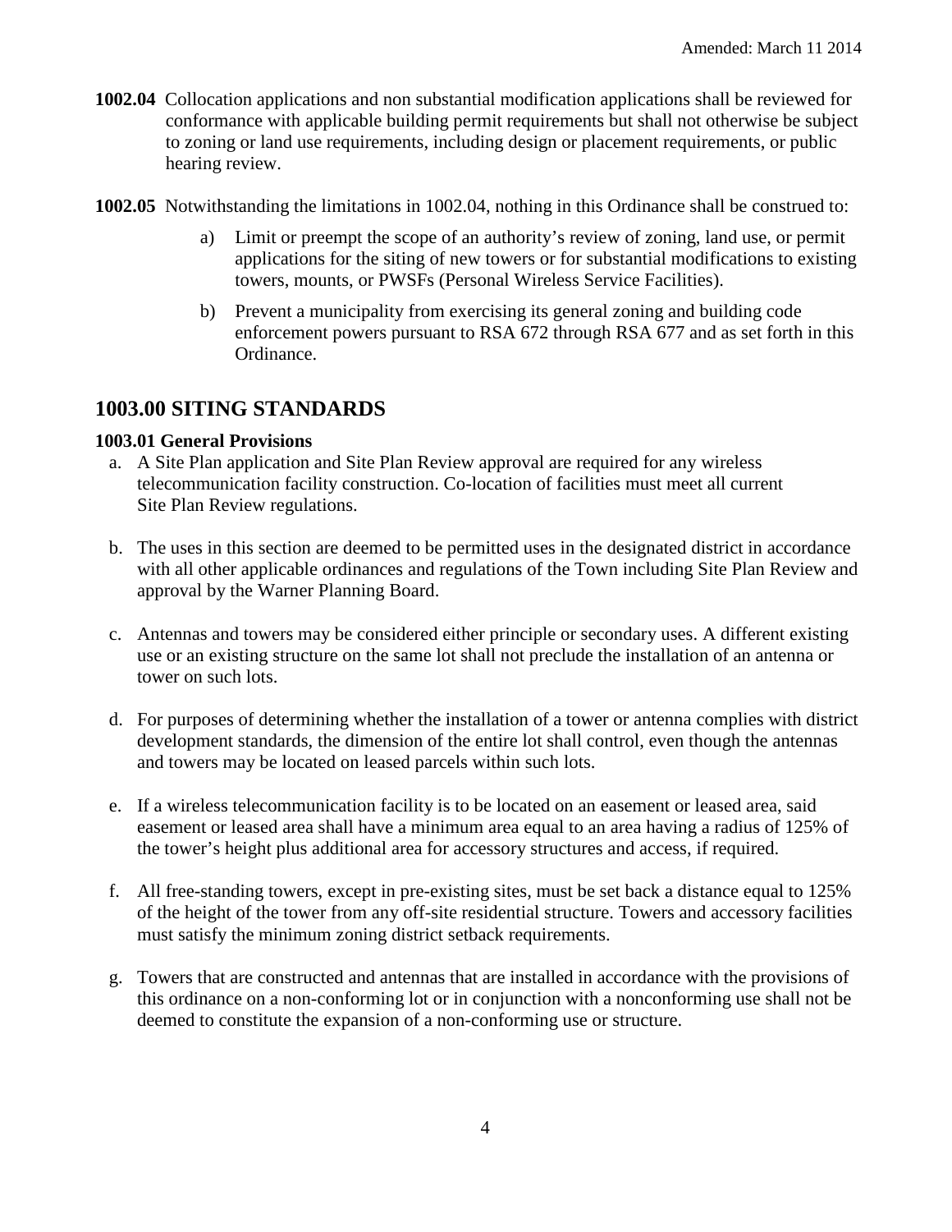**1002.04** Collocation applications and non substantial modification applications shall be reviewed for conformance with applicable building permit requirements but shall not otherwise be subject to zoning or land use requirements, including design or placement requirements, or public hearing review.

**1002.05** Notwithstanding the limitations in 1002.04, nothing in this Ordinance shall be construed to:

a) Limit or preempt the scope of an authority's review of zoning, land use, or permit applications for the siting of new towers or for substantial modifications to existing towers, mounts, or PWSFs (Personal Wireless Service Facilities).

b) Prevent a municipality from exercising its general zoning and building code enforcement powers pursuant to RSA 672 through RSA 677 and as set forth in this Ordinance.

## 1003.00 SITING STANDARDS

### 1003.01 General Provisions

a. A Site Plan application and Site Plan Review approval are required for any wireless telecommunication facility construction. Co-location of facilities must meet all current Site Plan Review regulations.

b. The uses in this section are deemed to be permitted uses in the designated district in accordance with all other applicable ordinances and regulations of the Town including Site Plan Review and approval by the Warner Planning Board.

c. Antennas and towers may be considered either principle or secondary uses. A different existing use or an existing structure on the same lot shall not preclude the installation of an antenna or tower on such lots.

d. For purposes of determining whether the installation of a tower or antenna complies with district development standards, the dimension of the entire lot shall control, even though the antennas and towers may be located on leased parcels within such lots.

e. If a wireless telecommunication facility is to be located on an easement or leased area, said easement or leased area shall have a minimum area equal to an area having a radius of 125% of the tower's height plus additional area for accessory structures and access, if required.

f. All free-standing towers, except in pre-existing sites, must be set back a distance equal to 125% of the height of the tower from any off-site residential structure. Towers and accessory facilities must satisfy the minimum zoning district setback requirements.

g. Towers that are constructed and antennas that are installed in accordance with the provisions of this ordinance on a non-conforming lot or in conjunction with a nonconforming use shall not be deemed to constitute the expansion of a non-conforming use or structure.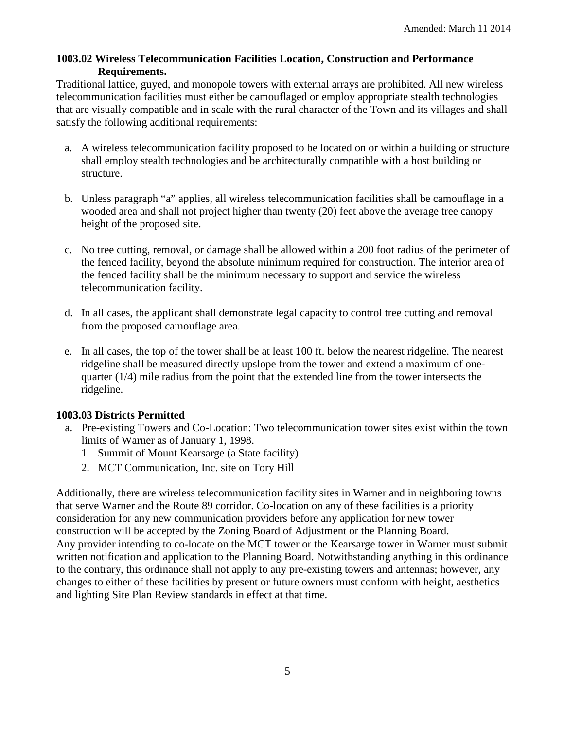### 1003.02 Wireless Telecommunication Facilities Location, Construction and Performance Requirements.

Traditional lattice, guyed, and monopole towers with external arrays are prohibited. All new wireless telecommunication facilities must either be camouflaged or employ appropriate stealth technologies that are visually compatible and in scale with the rural character of the Town and its villages and shall satisfy the following additional requirements:

a. A wireless telecommunication facility proposed to be located on or within a building or structure shall employ stealth technologies and be architecturally compatible with a host building or structure.

b. Unless paragraph "a" applies, all wireless telecommunication facilities shall be camouflage in a wooded area and shall not project higher than twenty (20) feet above the average tree canopy height of the proposed site.

c. No tree cutting, removal, or damage shall be allowed within a 200 foot radius of the perimeter of the fenced facility, beyond the absolute minimum required for construction. The interior area of the fenced facility shall be the minimum necessary to support and service the wireless telecommunication facility.

d. In all cases, the applicant shall demonstrate legal capacity to control tree cutting and removal from the proposed camouflage area.

e. In all cases, the top of the tower shall be at least 100 ft. below the nearest ridgeline. The nearest ridgeline shall be measured directly upslope from the tower and extend a maximum of one-quarter (1/4) mile radius from the point that the extended line from the tower intersects the ridgeline.

### 1003.03 Districts Permitted

a. Pre-existing Towers and Co-Location: Two telecommunication tower sites exist within the town limits of Warner as of January 1, 1998.
   1. Summit of Mount Kearsarge (a State facility)
   2. MCT Communication, Inc. site on Tory Hill

Additionally, there are wireless telecommunication facility sites in Warner and in neighboring towns that serve Warner and the Route 89 corridor. Co-location on any of these facilities is a priority consideration for any new communication providers before any application for new tower construction will be accepted by the Zoning Board of Adjustment or the Planning Board.
Any provider intending to co-locate on the MCT tower or the Kearsarge tower in Warner must submit written notification and application to the Planning Board. Notwithstanding anything in this ordinance to the contrary, this ordinance shall not apply to any pre-existing towers and antennas; however, any changes to either of these facilities by present or future owners must conform with height, aesthetics and lighting Site Plan Review standards in effect at that time.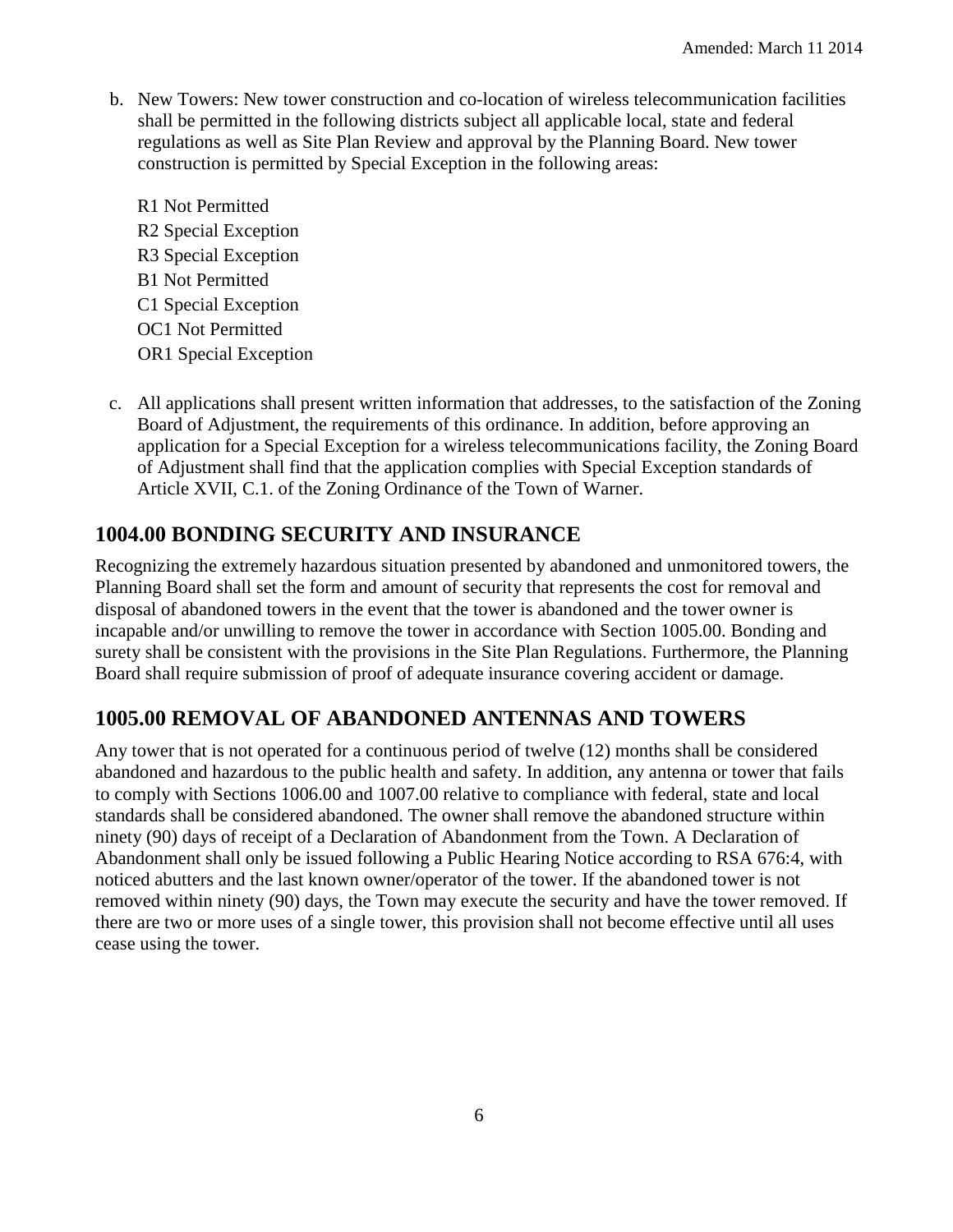b. New Towers: New tower construction and co-location of wireless telecommunication facilities shall be permitted in the following districts subject all applicable local, state and federal regulations as well as Site Plan Review and approval by the Planning Board. New tower construction is permitted by Special Exception in the following areas:

   R1 Not Permitted
   R2 Special Exception
   R3 Special Exception
   B1 Not Permitted
   C1 Special Exception
   OC1 Not Permitted
   OR1 Special Exception

c. All applications shall present written information that addresses, to the satisfaction of the Zoning Board of Adjustment, the requirements of this ordinance. In addition, before approving an application for a Special Exception for a wireless telecommunications facility, the Zoning Board of Adjustment shall find that the application complies with Special Exception standards of Article XVII, C.1. of the Zoning Ordinance of the Town of Warner.

## 1004.00 BONDING SECURITY AND INSURANCE

Recognizing the extremely hazardous situation presented by abandoned and unmonitored towers, the Planning Board shall set the form and amount of security that represents the cost for removal and disposal of abandoned towers in the event that the tower is abandoned and the tower owner is incapable and/or unwilling to remove the tower in accordance with Section 1005.00. Bonding and surety shall be consistent with the provisions in the Site Plan Regulations. Furthermore, the Planning Board shall require submission of proof of adequate insurance covering accident or damage.

## 1005.00 REMOVAL OF ABANDONED ANTENNAS AND TOWERS

Any tower that is not operated for a continuous period of twelve (12) months shall be considered abandoned and hazardous to the public health and safety. In addition, any antenna or tower that fails to comply with Sections 1006.00 and 1007.00 relative to compliance with federal, state and local standards shall be considered abandoned. The owner shall remove the abandoned structure within ninety (90) days of receipt of a Declaration of Abandonment from the Town. A Declaration of Abandonment shall only be issued following a Public Hearing Notice according to RSA 676:4, with noticed abutters and the last known owner/operator of the tower. If the abandoned tower is not removed within ninety (90) days, the Town may execute the security and have the tower removed. If there are two or more uses of a single tower, this provision shall not become effective until all uses cease using the tower.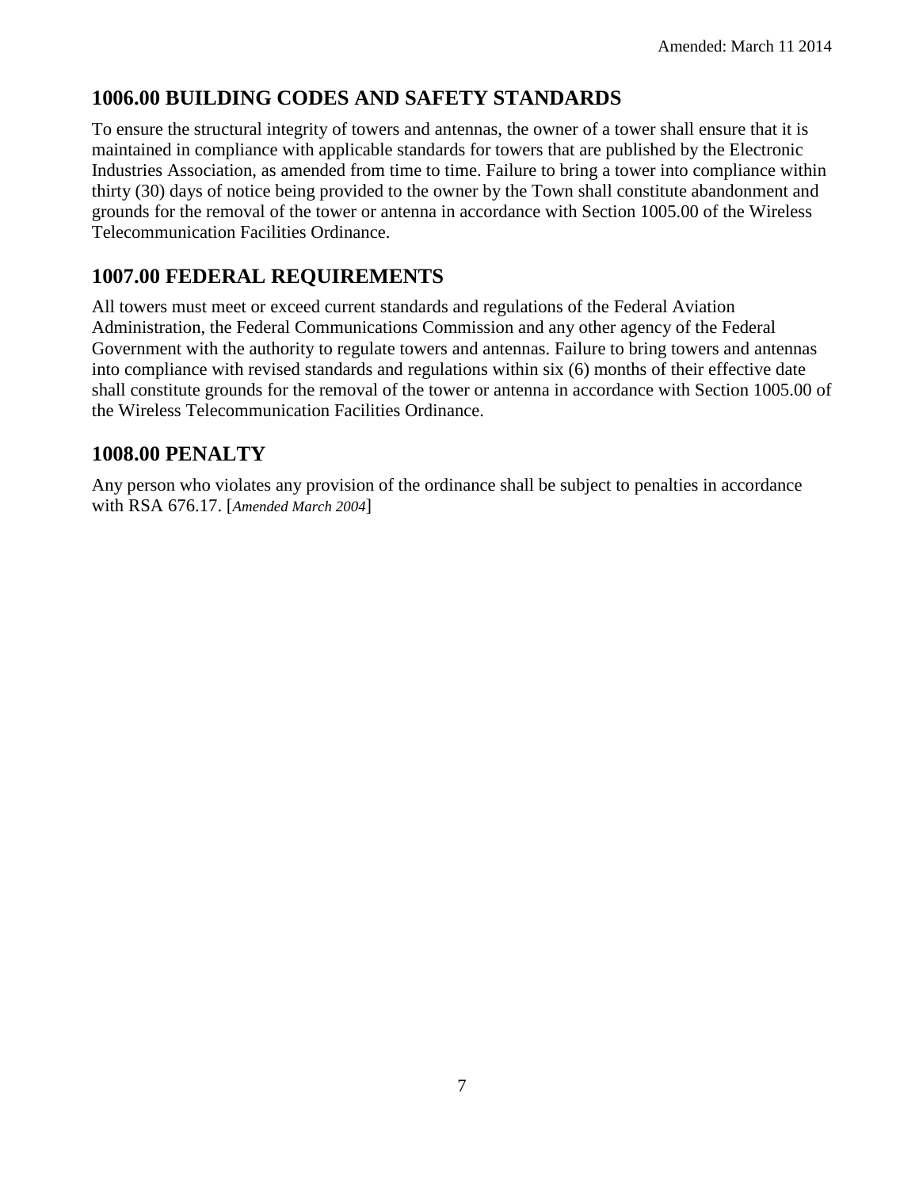## 1006.00 BUILDING CODES AND SAFETY STANDARDS

To ensure the structural integrity of towers and antennas, the owner of a tower shall ensure that it is maintained in compliance with applicable standards for towers that are published by the Electronic Industries Association, as amended from time to time. Failure to bring a tower into compliance within thirty (30) days of notice being provided to the owner by the Town shall constitute abandonment and grounds for the removal of the tower or antenna in accordance with Section 1005.00 of the Wireless Telecommunication Facilities Ordinance.

## 1007.00 FEDERAL REQUIREMENTS

All towers must meet or exceed current standards and regulations of the Federal Aviation Administration, the Federal Communications Commission and any other agency of the Federal Government with the authority to regulate towers and antennas. Failure to bring towers and antennas into compliance with revised standards and regulations within six (6) months of their effective date shall constitute grounds for the removal of the tower or antenna in accordance with Section 1005.00 of the Wireless Telecommunication Facilities Ordinance.

## 1008.00 PENALTY

Any person who violates any provision of the ordinance shall be subject to penalties in accordance with RSA 676.17. [*Amended March 2004*]